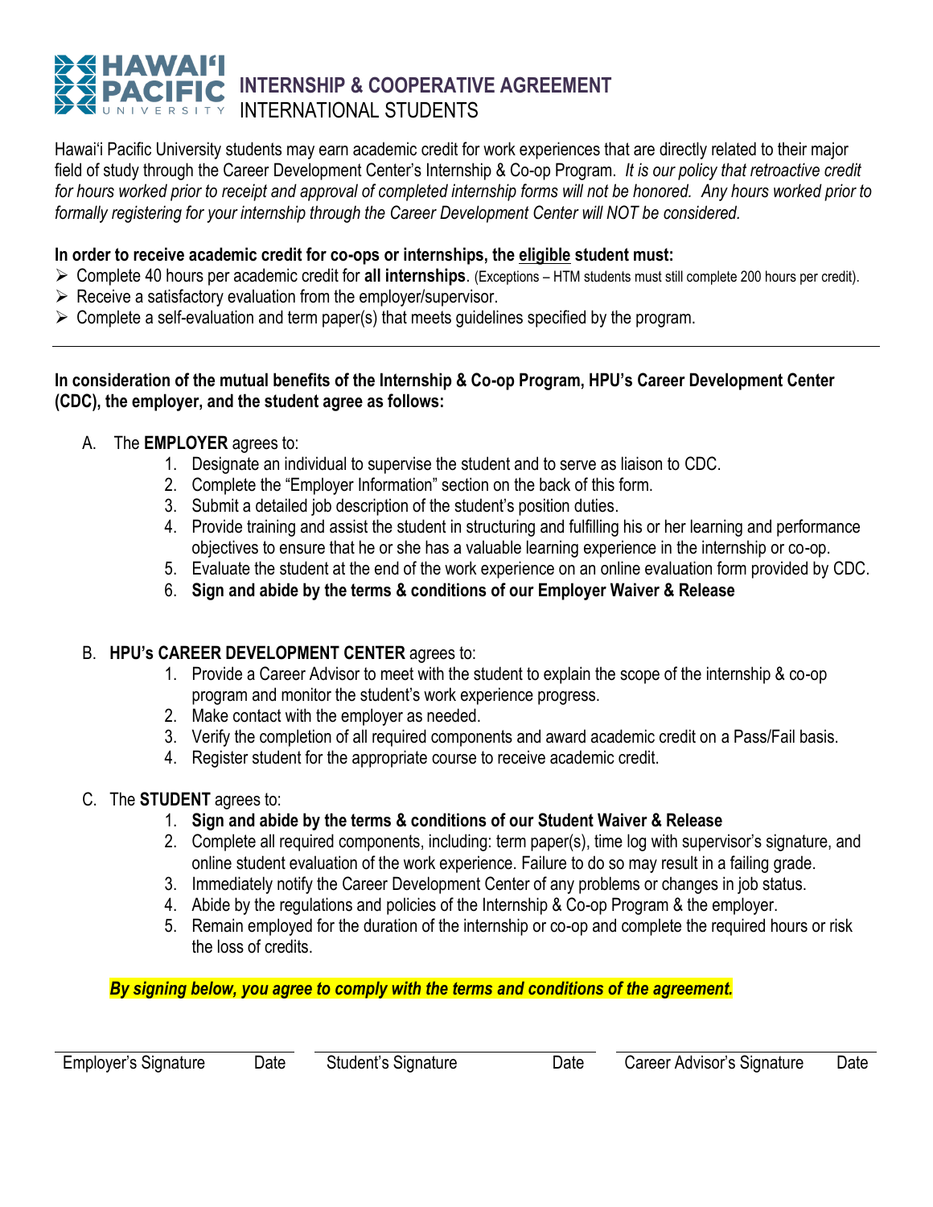# HAWAIʻI PACIFIC UNIVERSITY

## INTERNSHIP & COOPERATIVE AGREEMENT
INTERNATIONAL STUDENTS

Hawaiʻi Pacific University students may earn academic credit for work experiences that are directly related to their major field of study through the Career Development Center's Internship & Co-op Program. *It is our policy that retroactive credit for hours worked prior to receipt and approval of completed internship forms will not be honored. Any hours worked prior to formally registering for your internship through the Career Development Center will NOT be considered.*

**In order to receive academic credit for co-ops or internships, the eligible student must:**

- Complete 40 hours per academic credit for **all internships**. (Exceptions – HTM students must still complete 200 hours per credit).
- Receive a satisfactory evaluation from the employer/supervisor.
- Complete a self-evaluation and term paper(s) that meets guidelines specified by the program.

---

**In consideration of the mutual benefits of the Internship & Co-op Program, HPU's Career Development Center (CDC), the employer, and the student agree as follows:**

A. The **EMPLOYER** agrees to:
   1. Designate an individual to supervise the student and to serve as liaison to CDC.
   2. Complete the "Employer Information" section on the back of this form.
   3. Submit a detailed job description of the student's position duties.
   4. Provide training and assist the student in structuring and fulfilling his or her learning and performance objectives to ensure that he or she has a valuable learning experience in the internship or co-op.
   5. Evaluate the student at the end of the work experience on an online evaluation form provided by CDC.
   6. **Sign and abide by the terms & conditions of our Employer Waiver & Release**

B. **HPU's CAREER DEVELOPMENT CENTER** agrees to:
   1. Provide a Career Advisor to meet with the student to explain the scope of the internship & co-op program and monitor the student's work experience progress.
   2. Make contact with the employer as needed.
   3. Verify the completion of all required components and award academic credit on a Pass/Fail basis.
   4. Register student for the appropriate course to receive academic credit.

C. The **STUDENT** agrees to:
   1. **Sign and abide by the terms & conditions of our Student Waiver & Release**
   2. Complete all required components, including: term paper(s), time log with supervisor's signature, and online student evaluation of the work experience. Failure to do so may result in a failing grade.
   3. Immediately notify the Career Development Center of any problems or changes in job status.
   4. Abide by the regulations and policies of the Internship & Co-op Program & the employer.
   5. Remain employed for the duration of the internship or co-op and complete the required hours or risk the loss of credits.

***By signing below, you agree to comply with the terms and conditions of the agreement.***

| Employer's Signature | Date | Student's Signature | Date | Career Advisor's Signature | Date |
|---|---|---|---|---|---|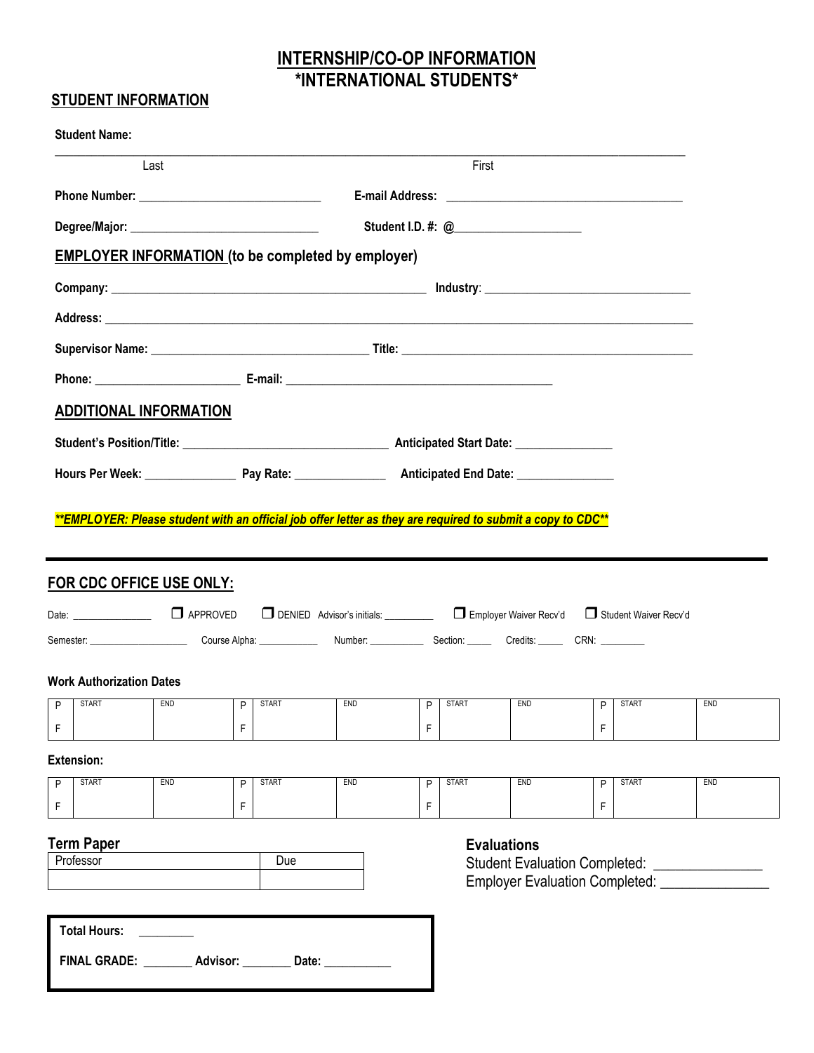# INTERNSHIP/CO-OP INFORMATION
# *INTERNATIONAL STUDENTS*

## STUDENT INFORMATION

**Student Name:**

_______________________________________________________________________________

Last                                                                                    First

**Phone Number:** ____________________________ **E-mail Address:** ______________________________________

**Degree/Major:** ____________________________ **Student I.D. #: @**____________________

## EMPLOYER INFORMATION (to be completed by employer)

**Company:** ________________________________________________ **Industry**: ________________________________

**Address:** _________________________________________________________________________________________

**Supervisor Name:** _________________________________ **Title:** _____________________________________________

**Phone:** ______________________ **E-mail:** __________________________________________

## ADDITIONAL INFORMATION

**Student's Position/Title:** ________________________________ **Anticipated Start Date:** _______________

**Hours Per Week:** ______________ **Pay Rate:** ______________ **Anticipated End Date:** _______________

***EMPLOYER: Please student with an official job offer letter as they are required to submit a copy to CDC***

---

## FOR CDC OFFICE USE ONLY:

Date: _______________ ☐ APPROVED ☐ DENIED Advisor's initials: _________ ☐ Employer Waiver Recv'd ☐ Student Waiver Recv'd

Semester: ___________________ Course Alpha: ___________ Number: __________ Section: _____ Credits: _____ CRN: ________

### Work Authorization Dates

| P/F | START | END | P/F | START | END | P/F | START | END | P/F | START | END |
|---|---|---|---|---|---|---|---|---|---|---|---|
| P F | | | P F | | | P F | | | P F | | |

### Extension:

| P/F | START | END | P/F | START | END | P/F | START | END | P/F | START | END |
|---|---|---|---|---|---|---|---|---|---|---|---|
| P F | | | P F | | | P F | | | P F | | |

### Term Paper

| Professor | Due |
|---|---|
| | |

### Evaluations

Student Evaluation Completed: _______________

Employer Evaluation Completed: _______________

**Total Hours:** ________

**FINAL GRADE:** ________ **Advisor:** ________ **Date:** ___________